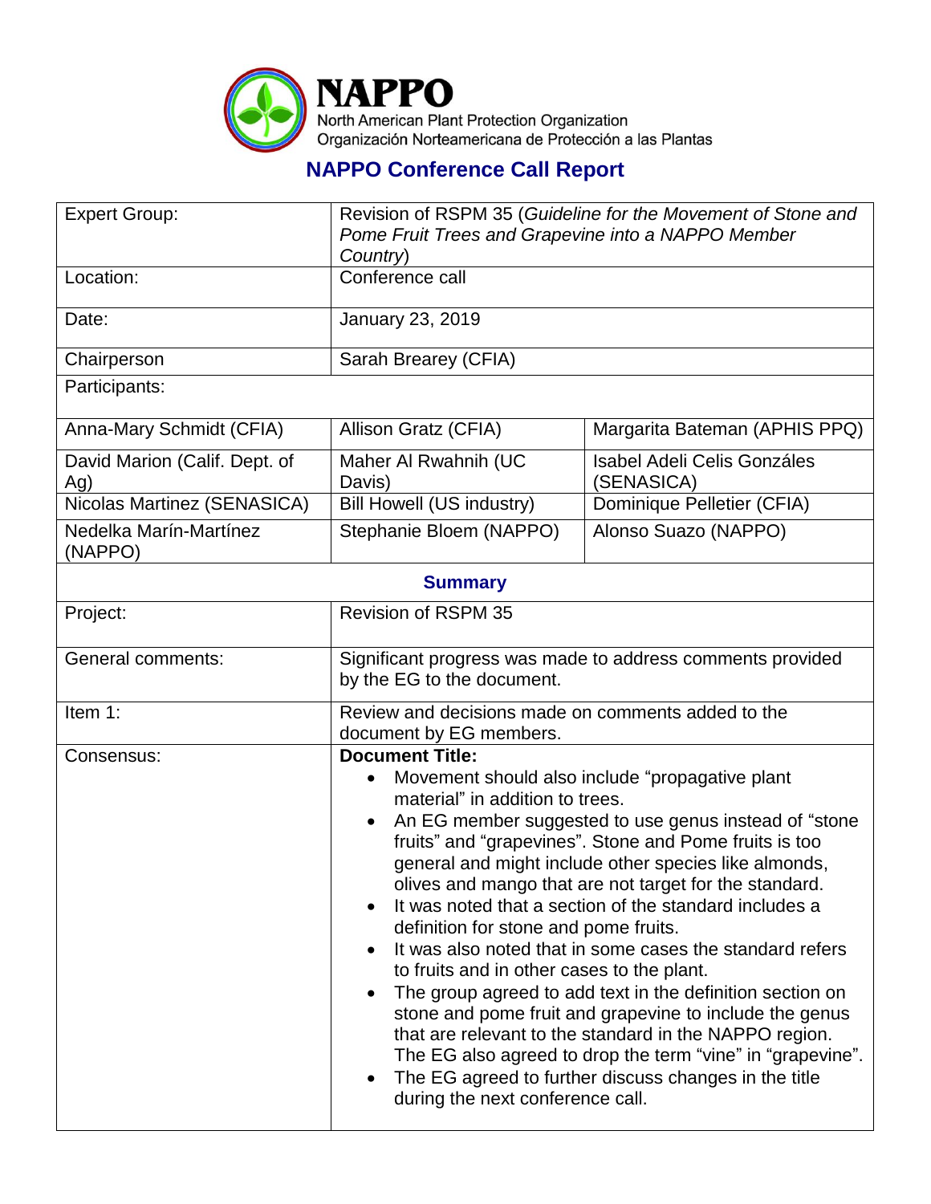# NAPPO

North American Plant Protection Organization
Organización Norteamericana de Protección a las Plantas

## NAPPO Conference Call Report

| | | |
|---|---|---|
| Expert Group: | Revision of RSPM 35 (*Guideline for the Movement of Stone and Pome Fruit Trees and Grapevine into a NAPPO Member Country*) | |
| Location: | Conference call | |
| Date: | January 23, 2019 | |
| Chairperson | Sarah Brearey (CFIA) | |
| Participants: | | |
| Anna-Mary Schmidt (CFIA) | Allison Gratz (CFIA) | Margarita Bateman (APHIS PPQ) |
| David Marion (Calif. Dept. of Ag) | Maher Al Rwahnih (UC Davis) | Isabel Adeli Celis Gonzáles (SENASICA) |
| Nicolas Martinez (SENASICA) | Bill Howell (US industry) | Dominique Pelletier (CFIA) |
| Nedelka Marín-Martínez (NAPPO) | Stephanie Bloem (NAPPO) | Alonso Suazo (NAPPO) |

### Summary

| | |
|---|---|
| Project: | Revision of RSPM 35 |
| General comments: | Significant progress was made to address comments provided by the EG to the document. |
| Item 1: | Review and decisions made on comments added to the document by EG members. |
| Consensus: | **Document Title:**<br>• Movement should also include "propagative plant material" in addition to trees.<br>• An EG member suggested to use genus instead of "stone fruits" and "grapevines". Stone and Pome fruits is too general and might include other species like almonds, olives and mango that are not target for the standard.<br>• It was noted that a section of the standard includes a definition for stone and pome fruits.<br>• It was also noted that in some cases the standard refers to fruits and in other cases to the plant.<br>• The group agreed to add text in the definition section on stone and pome fruit and grapevine to include the genus that are relevant to the standard in the NAPPO region. The EG also agreed to drop the term "vine" in "grapevine".<br>• The EG agreed to further discuss changes in the title during the next conference call. |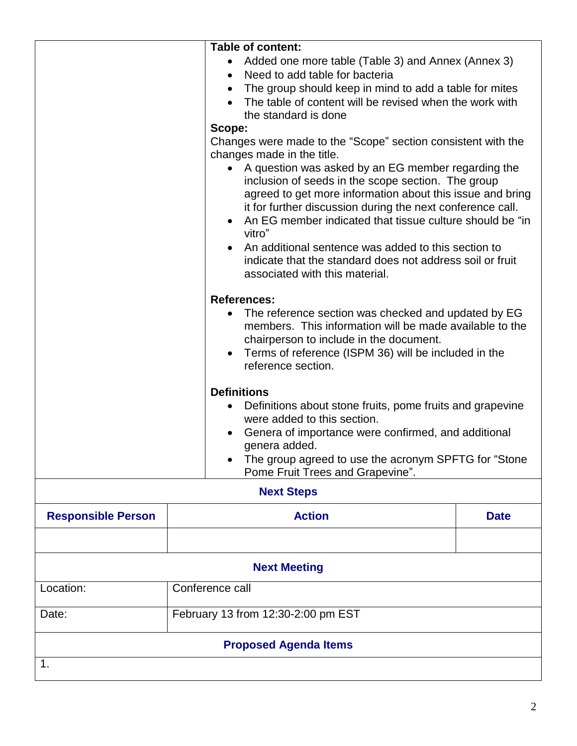| | |
|---|---|
| | **Table of content:**<br>• Added one more table (Table 3) and Annex (Annex 3)<br>• Need to add table for bacteria<br>• The group should keep in mind to add a table for mites<br>• The table of content will be revised when the work with the standard is done<br>**Scope:**<br>Changes were made to the "Scope" section consistent with the changes made in the title.<br>• A question was asked by an EG member regarding the inclusion of seeds in the scope section. The group agreed to get more information about this issue and bring it for further discussion during the next conference call.<br>• An EG member indicated that tissue culture should be "in vitro"<br>• An additional sentence was added to this section to indicate that the standard does not address soil or fruit associated with this material.<br><br>**References:**<br>• The reference section was checked and updated by EG members. This information will be made available to the chairperson to include in the document.<br>• Terms of reference (ISPM 36) will be included in the reference section.<br><br>**Definitions**<br>• Definitions about stone fruits, pome fruits and grapevine were added to this section.<br>• Genera of importance were confirmed, and additional genera added.<br>• The group agreed to use the acronym SPFTG for "Stone Pome Fruit Trees and Grapevine". |

**Next Steps**

| Responsible Person | Action | Date |
|---|---|---|
| | | |

**Next Meeting**

| | |
|---|---|
| Location: | Conference call |
| Date: | February 13 from 12:30-2:00 pm EST |

**Proposed Agenda Items**

1.